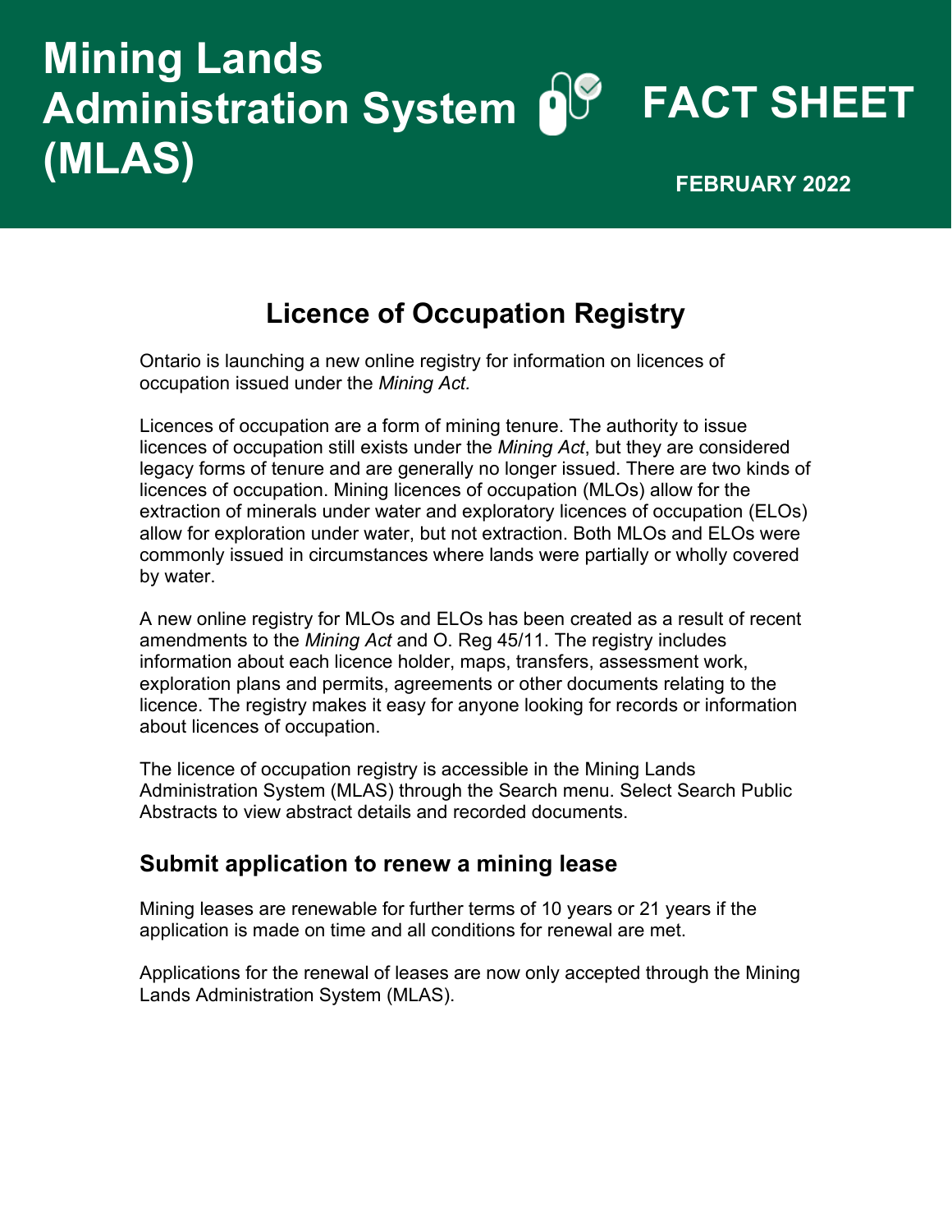# Mining Lands Administration System (MLAS)

# FACT SHEET

**FEBRUARY 2022**

## Licence of Occupation Registry

Ontario is launching a new online registry for information on licences of occupation issued under the *Mining Act.*

Licences of occupation are a form of mining tenure. The authority to issue licences of occupation still exists under the *Mining Act*, but they are considered legacy forms of tenure and are generally no longer issued. There are two kinds of licences of occupation. Mining licences of occupation (MLOs) allow for the extraction of minerals under water and exploratory licences of occupation (ELOs) allow for exploration under water, but not extraction. Both MLOs and ELOs were commonly issued in circumstances where lands were partially or wholly covered by water.

A new online registry for MLOs and ELOs has been created as a result of recent amendments to the *Mining Act* and O. Reg 45/11. The registry includes information about each licence holder, maps, transfers, assessment work, exploration plans and permits, agreements or other documents relating to the licence. The registry makes it easy for anyone looking for records or information about licences of occupation.

The licence of occupation registry is accessible in the Mining Lands Administration System (MLAS) through the Search menu. Select Search Public Abstracts to view abstract details and recorded documents.

### Submit application to renew a mining lease

Mining leases are renewable for further terms of 10 years or 21 years if the application is made on time and all conditions for renewal are met.

Applications for the renewal of leases are now only accepted through the Mining Lands Administration System (MLAS).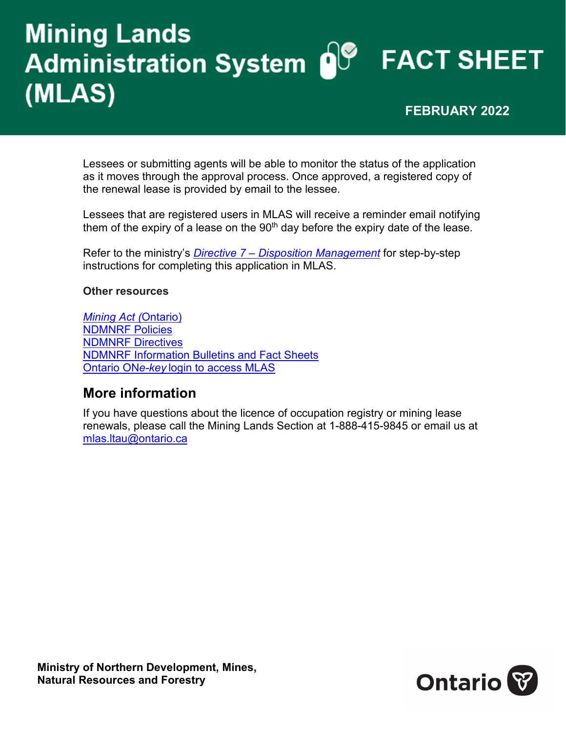Lessees or submitting agents will be able to monitor the status of the application as it moves through the approval process. Once approved, a registered copy of the renewal lease is provided by email to the lessee.

Lessees that are registered users in MLAS will receive a reminder email notifying them of the expiry of a lease on the 90th day before the expiry date of the lease.

Refer to the ministry's *Directive 7 – Disposition Management* for step-by-step instructions for completing this application in MLAS.

**Other resources**

*Mining Act* (Ontario)
NDMNRF Policies
NDMNRF Directives
NDMNRF Information Bulletins and Fact Sheets
Ontario ONe-*key* login to access MLAS

## More information

If you have questions about the licence of occupation registry or mining lease renewals, please call the Mining Lands Section at 1-888-415-9845 or email us at mlas.ltau@ontario.ca

**Ministry of Northern Development, Mines, Natural Resources and Forestry**